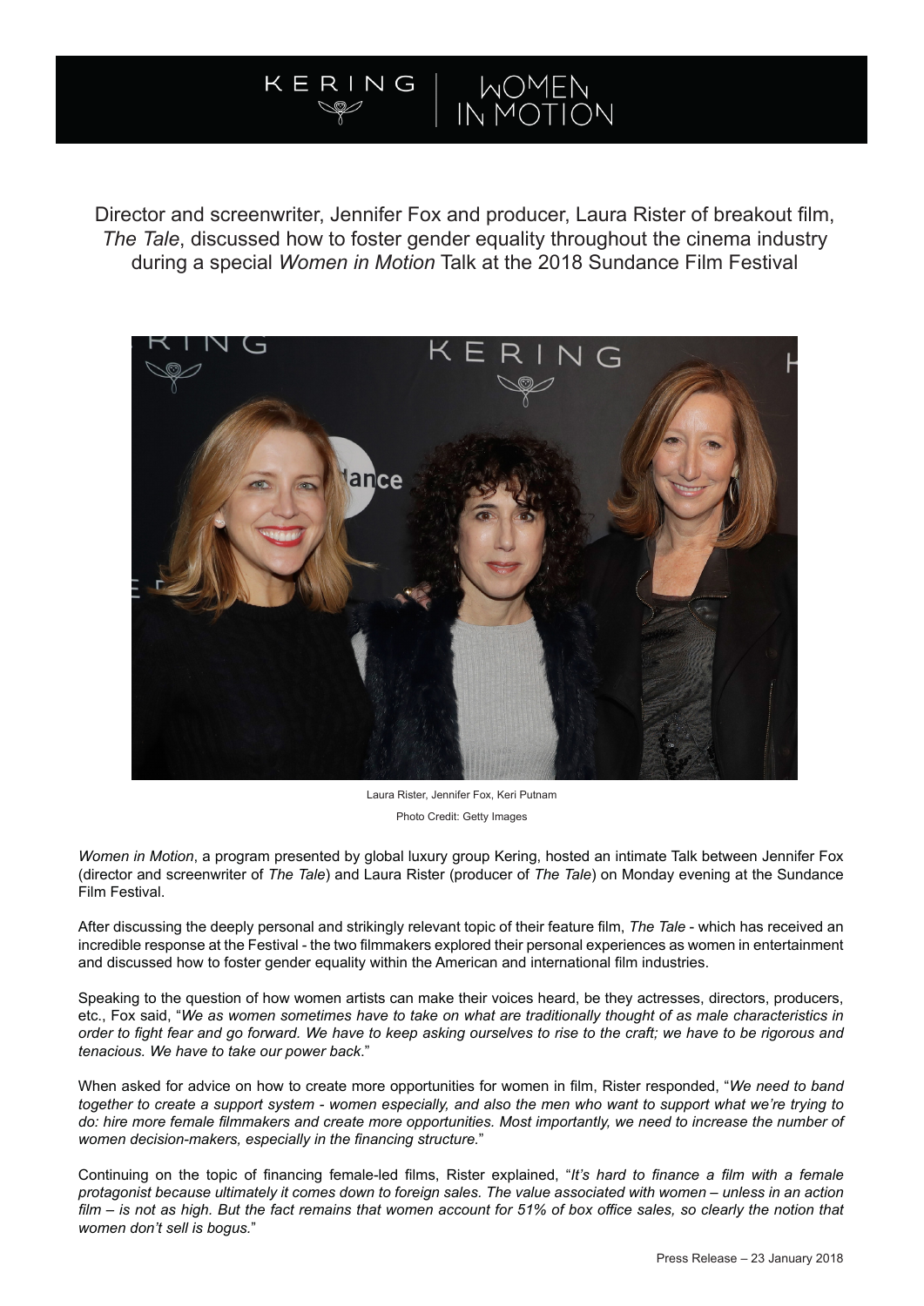KERING | WOMEN IN MOTION

Director and screenwriter, Jennifer Fox and producer, Laura Rister of breakout film, *The Tale*, discussed how to foster gender equality throughout the cinema industry during a special *Women in Motion* Talk at the 2018 Sundance Film Festival

Laura Rister, Jennifer Fox, Keri Putnam

Photo Credit: Getty Images

*Women in Motion*, a program presented by global luxury group Kering, hosted an intimate Talk between Jennifer Fox (director and screenwriter of *The Tale*) and Laura Rister (producer of *The Tale*) on Monday evening at the Sundance Film Festival.

After discussing the deeply personal and strikingly relevant topic of their feature film, *The Tale* - which has received an incredible response at the Festival - the two filmmakers explored their personal experiences as women in entertainment and discussed how to foster gender equality within the American and international film industries.

Speaking to the question of how women artists can make their voices heard, be they actresses, directors, producers, etc., Fox said, "*We as women sometimes have to take on what are traditionally thought of as male characteristics in order to fight fear and go forward. We have to keep asking ourselves to rise to the craft; we have to be rigorous and tenacious. We have to take our power back*."

When asked for advice on how to create more opportunities for women in film, Rister responded, "*We need to band together to create a support system - women especially, and also the men who want to support what we're trying to do: hire more female filmmakers and create more opportunities. Most importantly, we need to increase the number of women decision-makers, especially in the financing structure.*"

Continuing on the topic of financing female-led films, Rister explained, "*It's hard to finance a film with a female protagonist because ultimately it comes down to foreign sales. The value associated with women – unless in an action film – is not as high. But the fact remains that women account for 51% of box office sales, so clearly the notion that women don't sell is bogus.*"

Press Release – 23 January 2018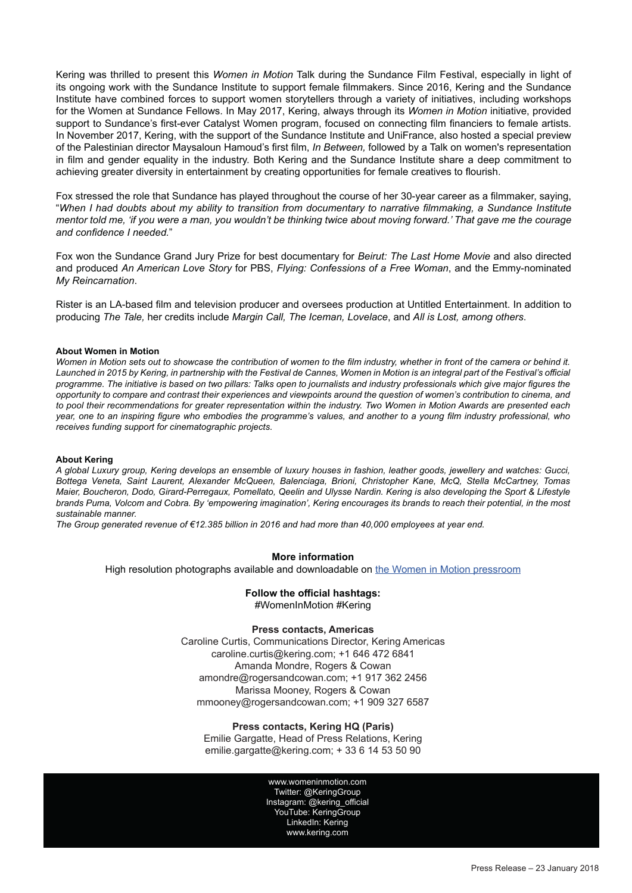Kering was thrilled to present this *Women in Motion* Talk during the Sundance Film Festival, especially in light of its ongoing work with the Sundance Institute to support female filmmakers. Since 2016, Kering and the Sundance Institute have combined forces to support women storytellers through a variety of initiatives, including workshops for the Women at Sundance Fellows. In May 2017, Kering, always through its *Women in Motion* initiative, provided support to Sundance's first-ever Catalyst Women program, focused on connecting film financiers to female artists. In November 2017, Kering, with the support of the Sundance Institute and UniFrance, also hosted a special preview of the Palestinian director Maysaloun Hamoud's first film, *In Between,* followed by a Talk on women's representation in film and gender equality in the industry. Both Kering and the Sundance Institute share a deep commitment to achieving greater diversity in entertainment by creating opportunities for female creatives to flourish.

Fox stressed the role that Sundance has played throughout the course of her 30-year career as a filmmaker, saying, "*When I had doubts about my ability to transition from documentary to narrative filmmaking, a Sundance Institute mentor told me, 'if you were a man, you wouldn't be thinking twice about moving forward.' That gave me the courage and confidence I needed.*"

Fox won the Sundance Grand Jury Prize for best documentary for *Beirut: The Last Home Movie* and also directed and produced *An American Love Story* for PBS, *Flying: Confessions of a Free Woman*, and the Emmy-nominated *My Reincarnation*.

Rister is an LA-based film and television producer and oversees production at Untitled Entertainment. In addition to producing *The Tale,* her credits include *Margin Call, The Iceman, Lovelace*, and *All is Lost, among others*.

**About Women in Motion**

*Women in Motion sets out to showcase the contribution of women to the film industry, whether in front of the camera or behind it. Launched in 2015 by Kering, in partnership with the Festival de Cannes, Women in Motion is an integral part of the Festival's official programme. The initiative is based on two pillars: Talks open to journalists and industry professionals which give major figures the opportunity to compare and contrast their experiences and viewpoints around the question of women's contribution to cinema, and to pool their recommendations for greater representation within the industry. Two Women in Motion Awards are presented each year, one to an inspiring figure who embodies the programme's values, and another to a young film industry professional, who receives funding support for cinematographic projects.*

**About Kering**

*A global Luxury group, Kering develops an ensemble of luxury houses in fashion, leather goods, jewellery and watches: Gucci, Bottega Veneta, Saint Laurent, Alexander McQueen, Balenciaga, Brioni, Christopher Kane, McQ, Stella McCartney, Tomas Maier, Boucheron, Dodo, Girard-Perregaux, Pomellato, Qeelin and Ulysse Nardin. Kering is also developing the Sport & Lifestyle brands Puma, Volcom and Cobra. By 'empowering imagination', Kering encourages its brands to reach their potential, in the most sustainable manner.*

*The Group generated revenue of €12.385 billion in 2016 and had more than 40,000 employees at year end.*

**More information**

High resolution photographs available and downloadable on the Women in Motion pressroom

**Follow the official hashtags:**

#WomenInMotion #Kering

**Press contacts, Americas**

Caroline Curtis, Communications Director, Kering Americas
caroline.curtis@kering.com; +1 646 472 6841
Amanda Mondre, Rogers & Cowan
amondre@rogersandcowan.com; +1 917 362 2456
Marissa Mooney, Rogers & Cowan
mmooney@rogersandcowan.com; +1 909 327 6587

**Press contacts, Kering HQ (Paris)**

Emilie Gargatte, Head of Press Relations, Kering
emilie.gargatte@kering.com; + 33 6 14 53 50 90

www.womeninmotion.com
Twitter: @KeringGroup
Instagram: @kering_official
YouTube: KeringGroup
LinkedIn: Kering
www.kering.com